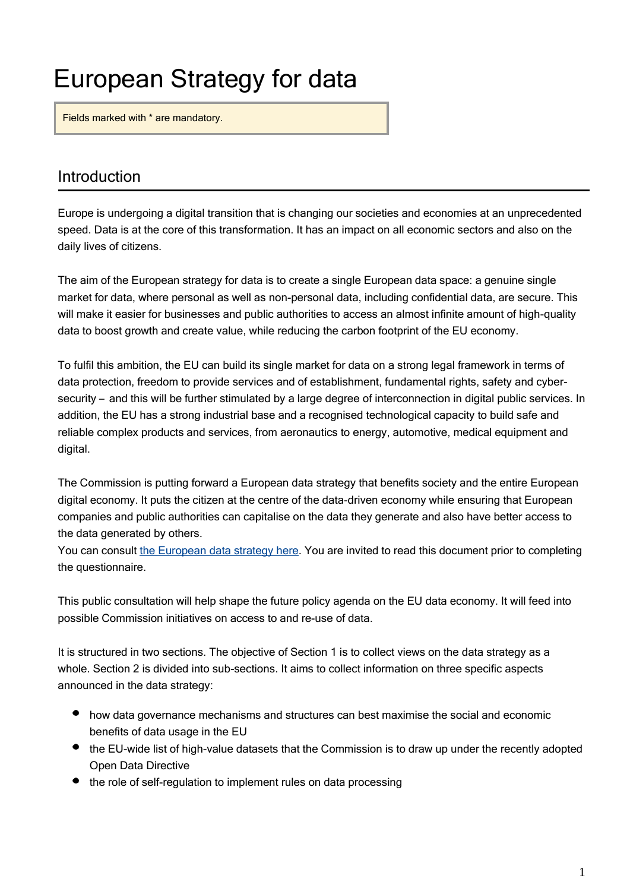# European Strategy for data

Fields marked with * are mandatory.

## Introduction

Europe is undergoing a digital transition that is changing our societies and economies at an unprecedented speed. Data is at the core of this transformation. It has an impact on all economic sectors and also on the daily lives of citizens.

The aim of the European strategy for data is to create a single European data space: a genuine single market for data, where personal as well as non-personal data, including confidential data, are secure. This will make it easier for businesses and public authorities to access an almost infinite amount of high-quality data to boost growth and create value, while reducing the carbon footprint of the EU economy.

To fulfil this ambition, the EU can build its single market for data on a strong legal framework in terms of data protection, freedom to provide services and of establishment, fundamental rights, safety and cyber-security – and this will be further stimulated by a large degree of interconnection in digital public services. In addition, the EU has a strong industrial base and a recognised technological capacity to build safe and reliable complex products and services, from aeronautics to energy, automotive, medical equipment and digital.

The Commission is putting forward a European data strategy that benefits society and the entire European digital economy. It puts the citizen at the centre of the data-driven economy while ensuring that European companies and public authorities can capitalise on the data they generate and also have better access to the data generated by others.
You can consult the European data strategy here. You are invited to read this document prior to completing the questionnaire.

This public consultation will help shape the future policy agenda on the EU data economy. It will feed into possible Commission initiatives on access to and re-use of data.

It is structured in two sections. The objective of Section 1 is to collect views on the data strategy as a whole. Section 2 is divided into sub-sections. It aims to collect information on three specific aspects announced in the data strategy:

- how data governance mechanisms and structures can best maximise the social and economic benefits of data usage in the EU
- the EU-wide list of high-value datasets that the Commission is to draw up under the recently adopted Open Data Directive
- the role of self-regulation to implement rules on data processing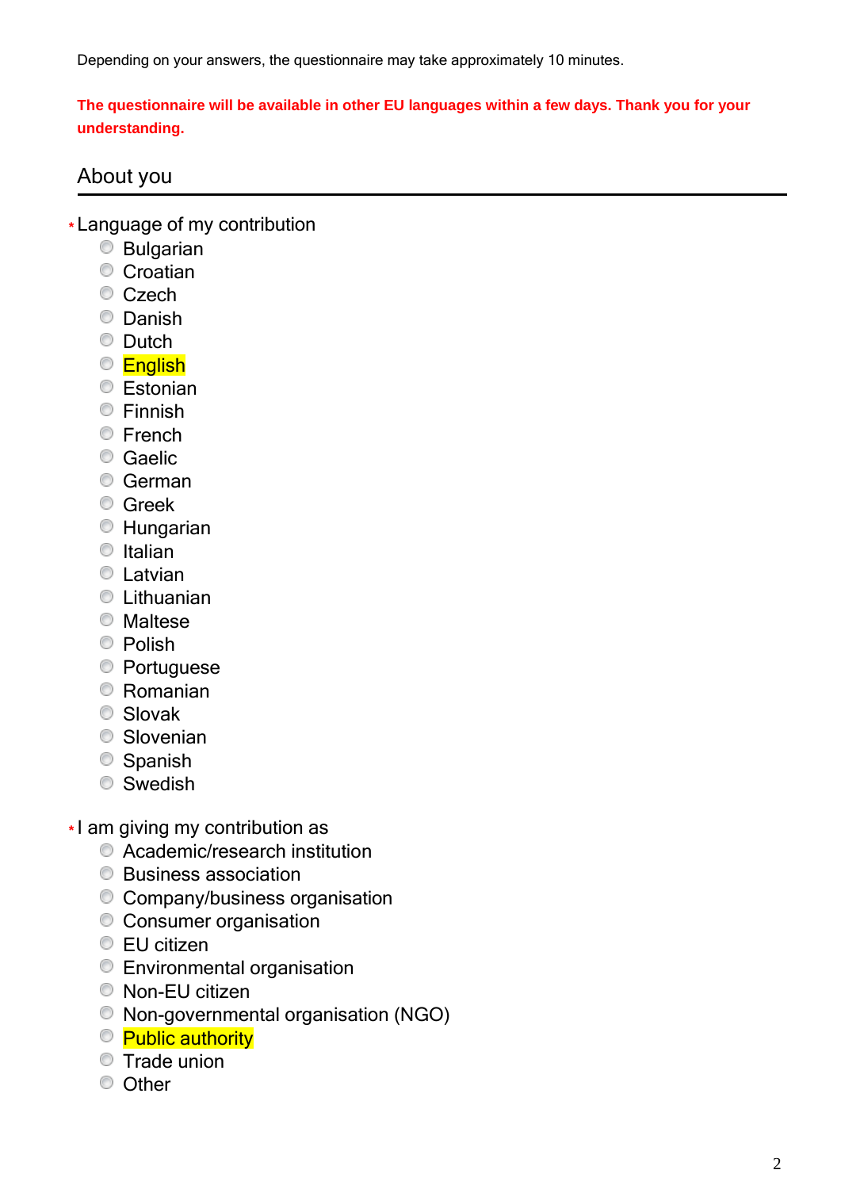Depending on your answers, the questionnaire may take approximately 10 minutes.

**The questionnaire will be available in other EU languages within a few days. Thank you for your understanding.**

## About you

\* Language of my contribution

- Bulgarian
- Croatian
- Czech
- Danish
- Dutch
- English
- Estonian
- Finnish
- French
- Gaelic
- German
- Greek
- Hungarian
- Italian
- Latvian
- Lithuanian
- Maltese
- Polish
- Portuguese
- Romanian
- Slovak
- Slovenian
- Spanish
- Swedish

\* I am giving my contribution as

- Academic/research institution
- Business association
- Company/business organisation
- Consumer organisation
- EU citizen
- Environmental organisation
- Non-EU citizen
- Non-governmental organisation (NGO)
- Public authority
- Trade union
- Other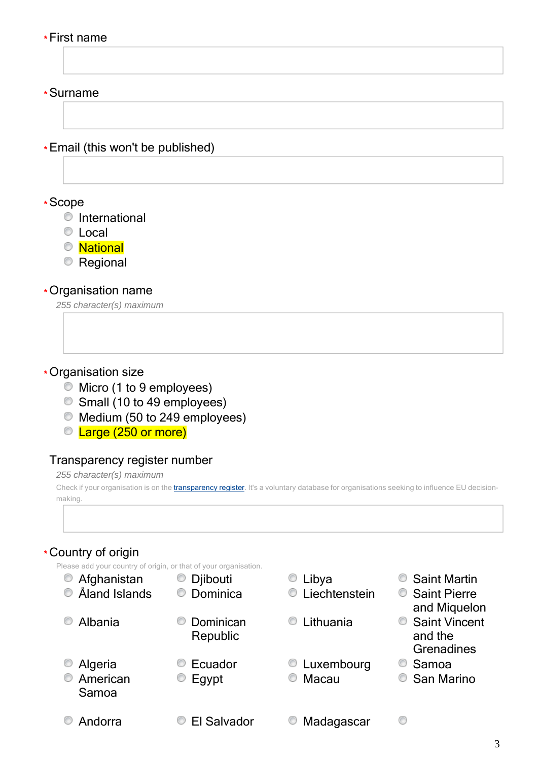\* First name

\* Surname

\* Email (this won't be published)

\* Scope

- International
- Local
- ==National==
- Regional

\* Organisation name

*255 character(s) maximum*

\* Organisation size

- Micro (1 to 9 employees)
- Small (10 to 49 employees)
- Medium (50 to 249 employees)
- ==Large (250 or more)==

Transparency register number

*255 character(s) maximum*

Check if your organisation is on the [transparency register](). It's a voluntary database for organisations seeking to influence EU decision-making.

\* Country of origin

Please add your country of origin, or that of your organisation.

| | | | |
|---|---|---|---|
| Afghanistan | Djibouti | Libya | Saint Martin |
| Åland Islands | Dominica | Liechtenstein | Saint Pierre and Miquelon |
| Albania | Dominican Republic | Lithuania | Saint Vincent and the Grenadines |
| Algeria | Ecuador | Luxembourg | Samoa |
| American Samoa | Egypt | Macau | San Marino |
| Andorra | El Salvador | Madagascar | |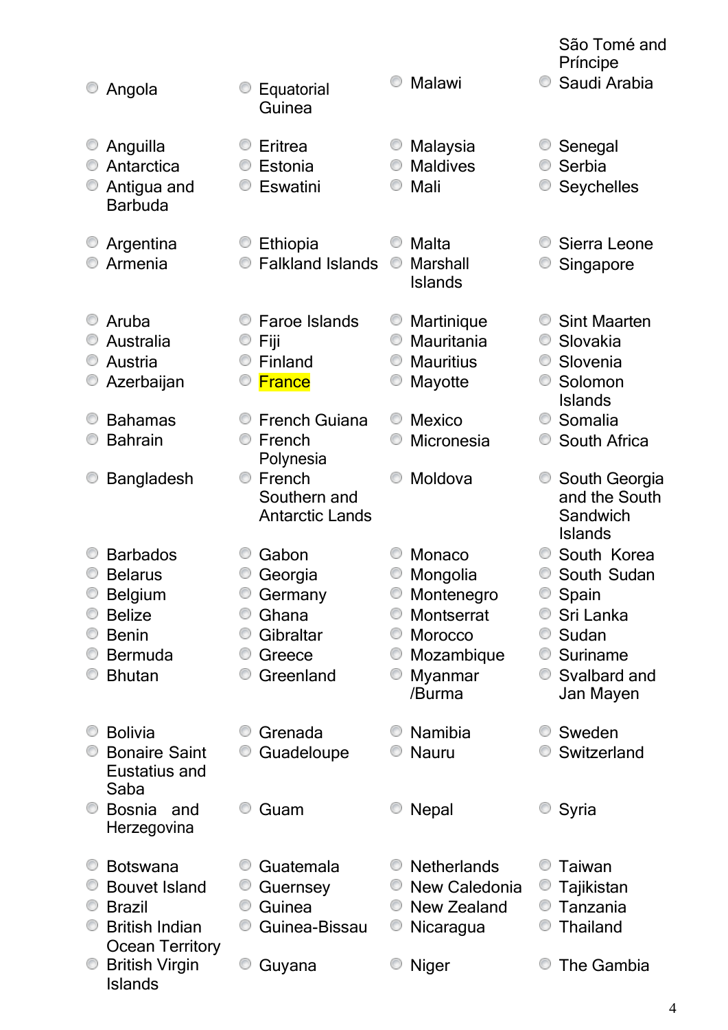- Angola
- Anguilla
- Antarctica
- Antigua and Barbuda
- Argentina
- Armenia
- Aruba
- Australia
- Austria
- Azerbaijan
- Bahamas
- Bahrain
- Bangladesh
- Barbados
- Belarus
- Belgium
- Belize
- Benin
- Bermuda
- Bhutan
- Bolivia
- Bonaire Saint Eustatius and Saba
- Bosnia and Herzegovina
- Botswana
- Bouvet Island
- Brazil
- British Indian Ocean Territory
- British Virgin Islands
- Equatorial Guinea
- Eritrea
- Estonia
- Eswatini
- Ethiopia
- Falkland Islands
- Faroe Islands
- Fiji
- Finland
- France
- French Guiana
- French Polynesia
- French Southern and Antarctic Lands
- Gabon
- Georgia
- Germany
- Ghana
- Gibraltar
- Greece
- Greenland
- Grenada
- Guadeloupe
- Guam
- Guatemala
- Guernsey
- Guinea
- Guinea-Bissau
- Guyana
- Malawi
- Malaysia
- Maldives
- Mali
- Malta
- Marshall Islands
- Martinique
- Mauritania
- Mauritius
- Mayotte
- Mexico
- Micronesia
- Moldova
- Monaco
- Mongolia
- Montenegro
- Montserrat
- Morocco
- Mozambique
- Myanmar /Burma
- Namibia
- Nauru
- Nepal
- Netherlands
- New Caledonia
- New Zealand
- Nicaragua
- Niger
- São Tomé and Príncipe
- Saudi Arabia
- Senegal
- Serbia
- Seychelles
- Sierra Leone
- Singapore
- Sint Maarten
- Slovakia
- Slovenia
- Solomon Islands
- Somalia
- South Africa
- South Georgia and the South Sandwich Islands
- South Korea
- South Sudan
- Spain
- Sri Lanka
- Sudan
- Suriname
- Svalbard and Jan Mayen
- Sweden
- Switzerland
- Syria
- Taiwan
- Tajikistan
- Tanzania
- Thailand
- The Gambia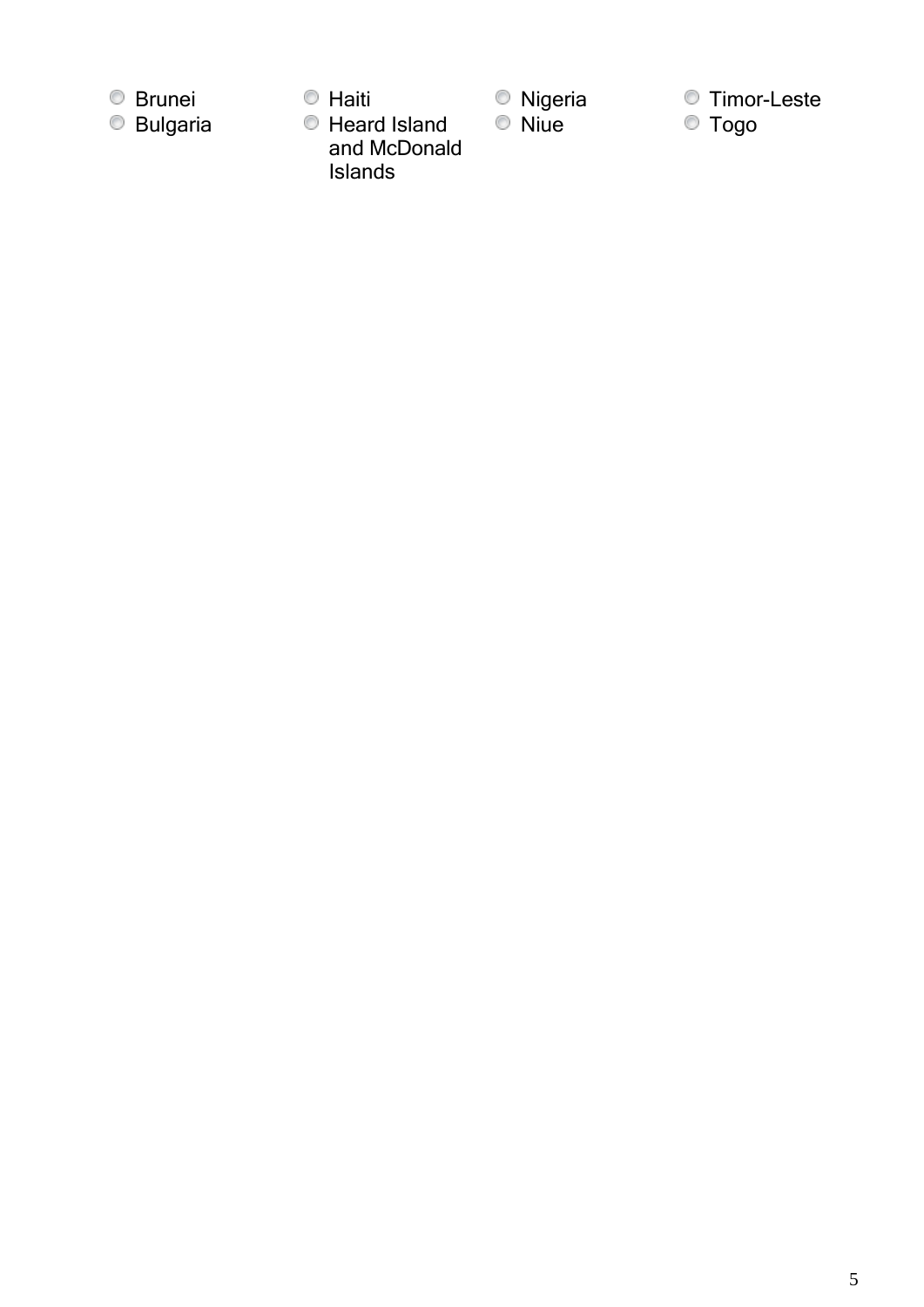- Brunei
- Bulgaria
- Haiti
- Heard Island and McDonald Islands
- Nigeria
- Niue
- Timor-Leste
- Togo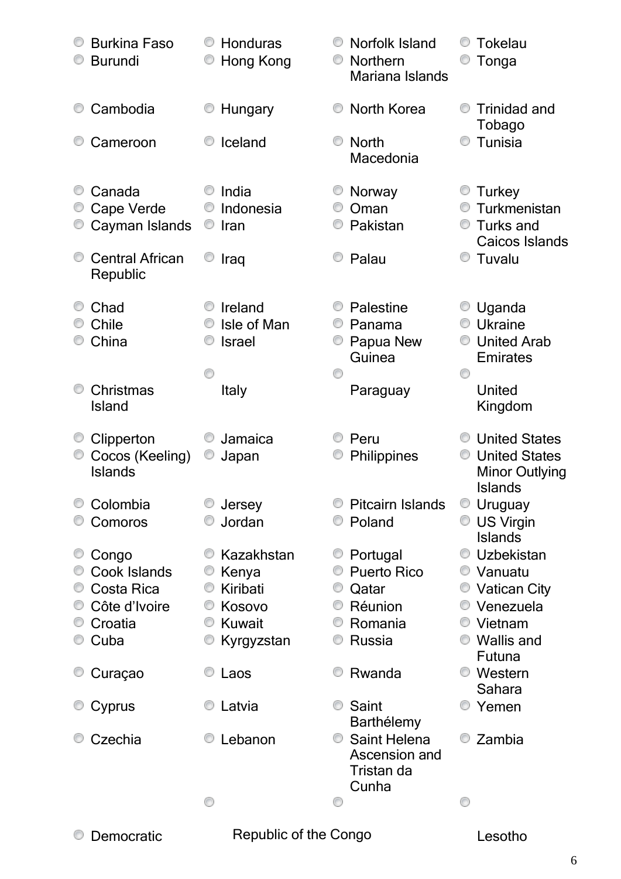- Burkina Faso
- Burundi
- Cambodia
- Cameroon
- Canada
- Cape Verde
- Cayman Islands
- Central African Republic
- Chad
- Chile
- China
- Christmas Island
- Clipperton
- Cocos (Keeling) Islands
- Colombia
- Comoros
- Congo
- Cook Islands
- Costa Rica
- Côte d'Ivoire
- Croatia
- Cuba
- Curaçao
- Cyprus
- Czechia
- Democratic Republic of the Congo
- Honduras
- Hong Kong
- Hungary
- Iceland
- India
- Indonesia
- Iran
- Iraq
- Ireland
- Isle of Man
- Israel
- Italy
- Jamaica
- Japan
- Jersey
- Jordan
- Kazakhstan
- Kenya
- Kiribati
- Kosovo
- Kuwait
- Kyrgyzstan
- Laos
- Latvia
- Lebanon
- Norfolk Island
- Northern Mariana Islands
- North Korea
- North Macedonia
- Norway
- Oman
- Pakistan
- Palau
- Palestine
- Panama
- Papua New Guinea
- Paraguay
- Peru
- Philippines
- Pitcairn Islands
- Poland
- Portugal
- Puerto Rico
- Qatar
- Réunion
- Romania
- Russia
- Rwanda
- Saint Barthélemy
- Saint Helena Ascension and Tristan da Cunha
- Tokelau
- Tonga
- Trinidad and Tobago
- Tunisia
- Turkey
- Turkmenistan
- Turks and Caicos Islands
- Tuvalu
- Uganda
- Ukraine
- United Arab Emirates
- United Kingdom
- United States
- United States Minor Outlying Islands
- Uruguay
- US Virgin Islands
- Uzbekistan
- Vanuatu
- Vatican City
- Venezuela
- Vietnam
- Wallis and Futuna
- Western Sahara
- Yemen
- Zambia
- Lesotho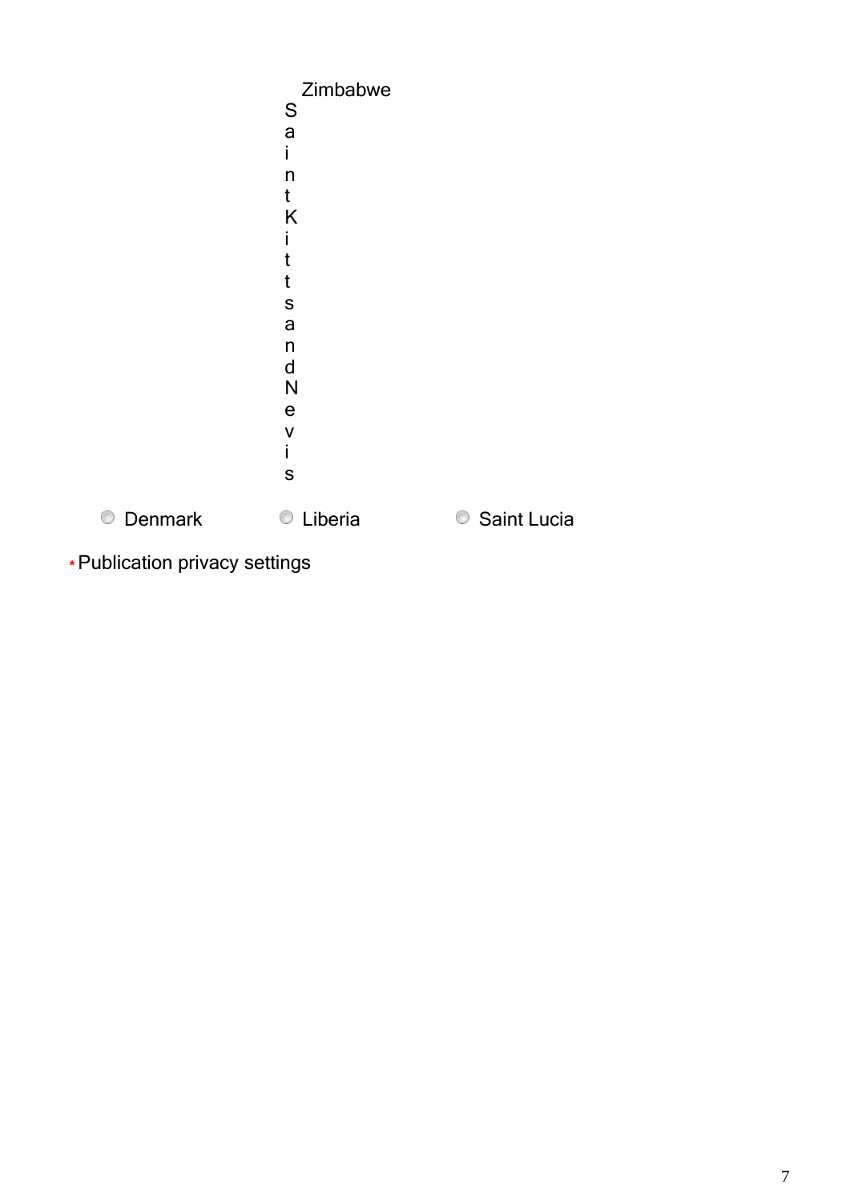Zimbabwe

Saint Kitts and Nevis

- Denmark
- Liberia
- Saint Lucia

\* Publication privacy settings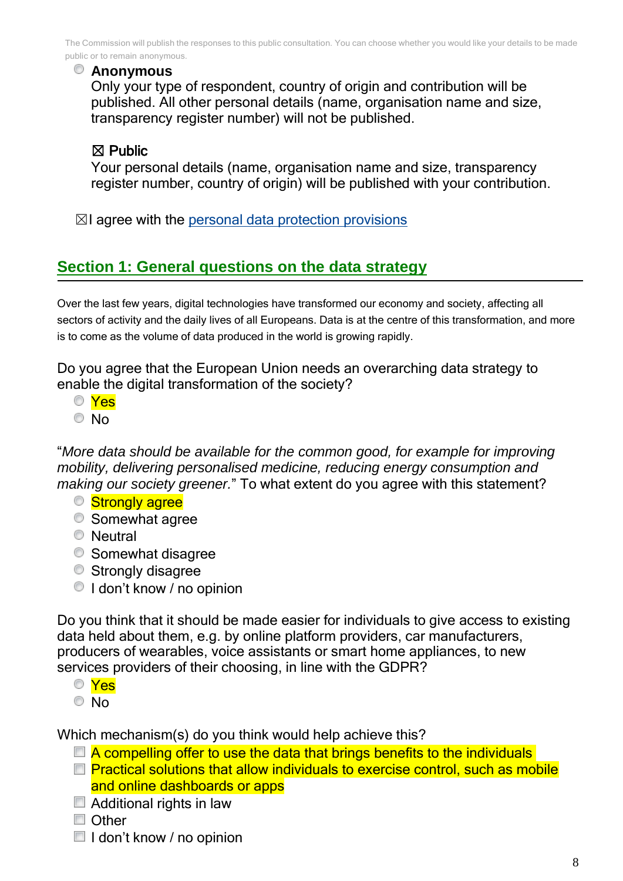The Commission will publish the responses to this public consultation. You can choose whether you would like your details to be made public or to remain anonymous.

- ○ **Anonymous**
  Only your type of respondent, country of origin and contribution will be published. All other personal details (name, organisation name and size, transparency register number) will not be published.

- ☒ **Public**
  Your personal details (name, organisation name and size, transparency register number, country of origin) will be published with your contribution.

☒I agree with the personal data protection provisions

## Section 1: General questions on the data strategy

Over the last few years, digital technologies have transformed our economy and society, affecting all sectors of activity and the daily lives of all Europeans. Data is at the centre of this transformation, and more is to come as the volume of data produced in the world is growing rapidly.

Do you agree that the European Union needs an overarching data strategy to enable the digital transformation of the society?

- ○ Yes
- ○ No

"*More data should be available for the common good, for example for improving mobility, delivering personalised medicine, reducing energy consumption and making our society greener.*" To what extent do you agree with this statement?

- ○ Strongly agree
- ○ Somewhat agree
- ○ Neutral
- ○ Somewhat disagree
- ○ Strongly disagree
- ○ I don't know / no opinion

Do you think that it should be made easier for individuals to give access to existing data held about them, e.g. by online platform providers, car manufacturers, producers of wearables, voice assistants or smart home appliances, to new services providers of their choosing, in line with the GDPR?

- ○ Yes
- ○ No

Which mechanism(s) do you think would help achieve this?

- ☐ A compelling offer to use the data that brings benefits to the individuals
- ☐ Practical solutions that allow individuals to exercise control, such as mobile and online dashboards or apps
- ☐ Additional rights in law
- ☐ Other
- ☐ I don't know / no opinion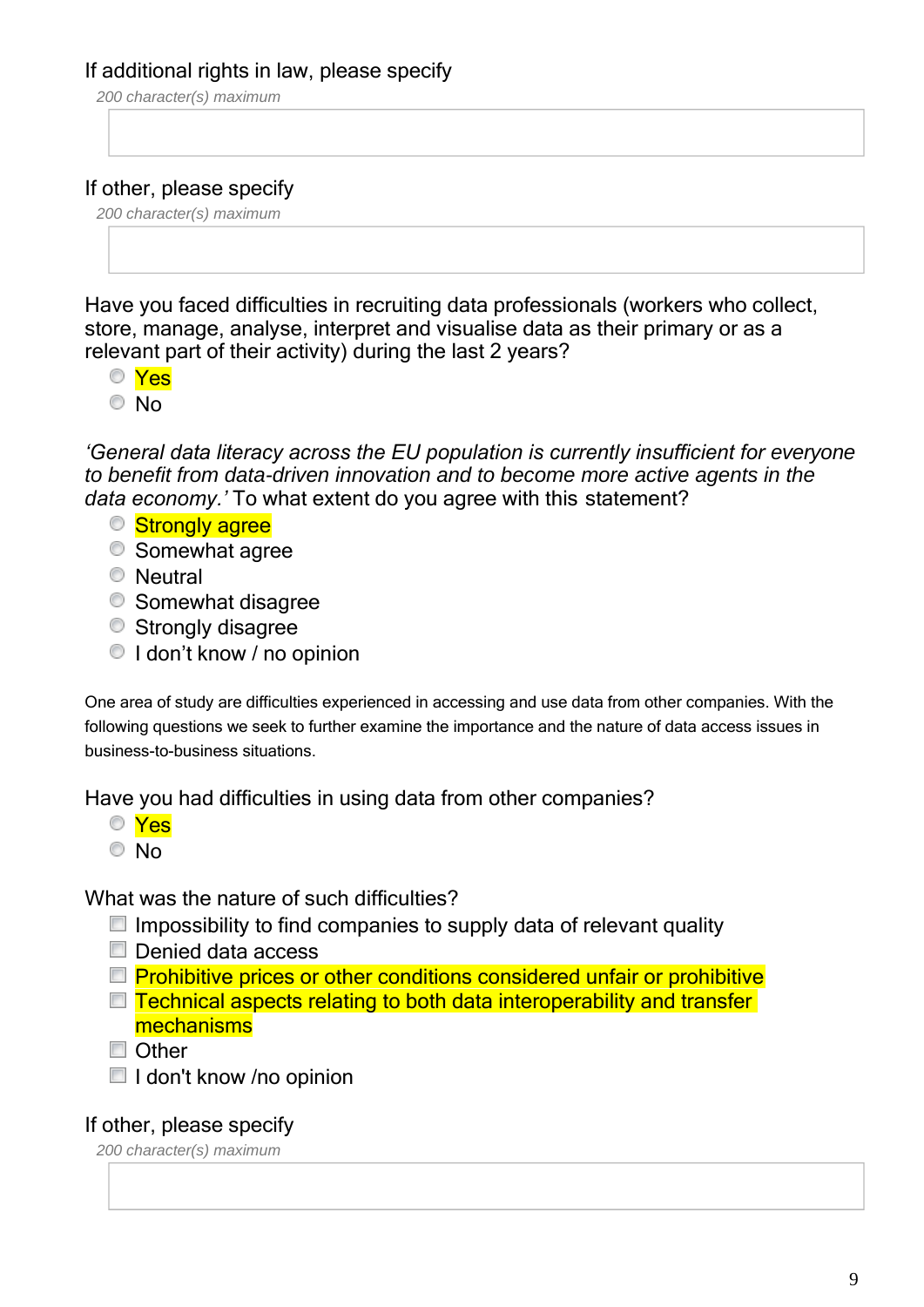If additional rights in law, please specify

*200 character(s) maximum*

If other, please specify

*200 character(s) maximum*

Have you faced difficulties in recruiting data professionals (workers who collect, store, manage, analyse, interpret and visualise data as their primary or as a relevant part of their activity) during the last 2 years?

- Yes
- No

*'General data literacy across the EU population is currently insufficient for everyone to benefit from data-driven innovation and to become more active agents in the data economy.'* To what extent do you agree with this statement?

- Strongly agree
- Somewhat agree
- Neutral
- Somewhat disagree
- Strongly disagree
- I don't know / no opinion

One area of study are difficulties experienced in accessing and use data from other companies. With the following questions we seek to further examine the importance and the nature of data access issues in business-to-business situations.

Have you had difficulties in using data from other companies?

- Yes
- No

What was the nature of such difficulties?

- Impossibility to find companies to supply data of relevant quality
- Denied data access
- Prohibitive prices or other conditions considered unfair or prohibitive
- Technical aspects relating to both data interoperability and transfer mechanisms
- Other
- I don't know /no opinion

If other, please specify

*200 character(s) maximum*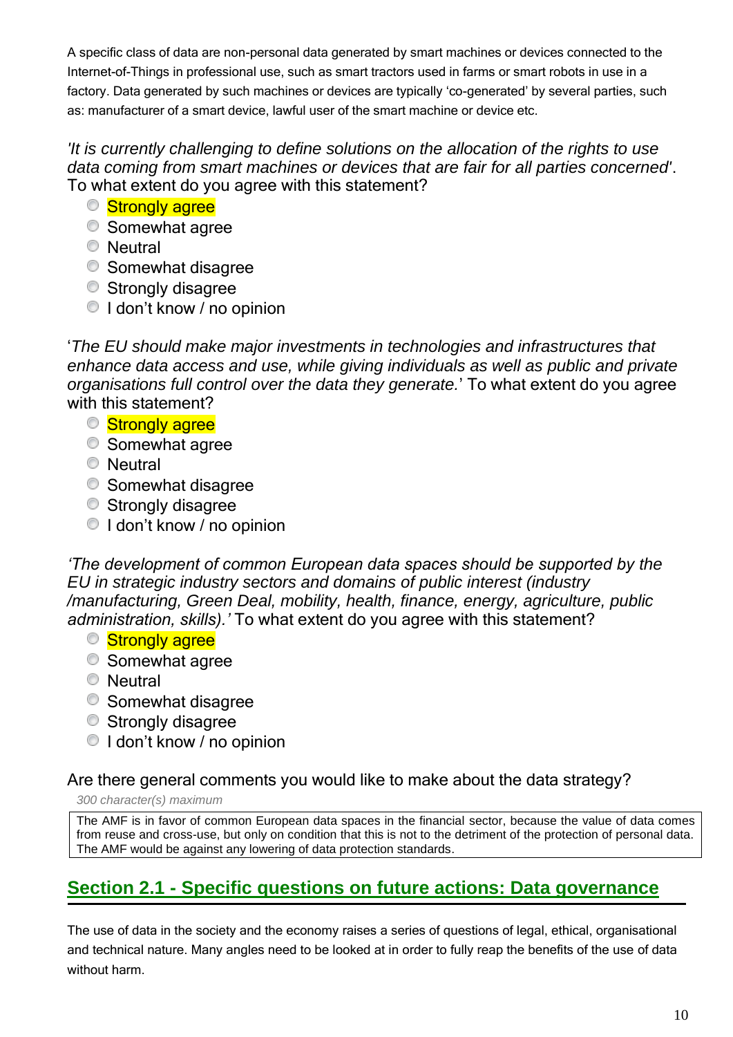A specific class of data are non-personal data generated by smart machines or devices connected to the Internet-of-Things in professional use, such as smart tractors used in farms or smart robots in use in a factory. Data generated by such machines or devices are typically 'co-generated' by several parties, such as: manufacturer of a smart device, lawful user of the smart machine or device etc.

*'It is currently challenging to define solutions on the allocation of the rights to use data coming from smart machines or devices that are fair for all parties concerned'*. To what extent do you agree with this statement?

- Strongly agree
- Somewhat agree
- Neutral
- Somewhat disagree
- Strongly disagree
- I don't know / no opinion

'*The EU should make major investments in technologies and infrastructures that enhance data access and use, while giving individuals as well as public and private organisations full control over the data they generate.*' To what extent do you agree with this statement?

- Strongly agree
- Somewhat agree
- Neutral
- Somewhat disagree
- Strongly disagree
- I don't know / no opinion

*'The development of common European data spaces should be supported by the EU in strategic industry sectors and domains of public interest (industry /manufacturing, Green Deal, mobility, health, finance, energy, agriculture, public administration, skills).'* To what extent do you agree with this statement?

- Strongly agree
- Somewhat agree
- Neutral
- Somewhat disagree
- Strongly disagree
- I don't know / no opinion

Are there general comments you would like to make about the data strategy?

*300 character(s) maximum*

> The AMF is in favor of common European data spaces in the financial sector, because the value of data comes from reuse and cross-use, but only on condition that this is not to the detriment of the protection of personal data. The AMF would be against any lowering of data protection standards.

## Section 2.1 - Specific questions on future actions: Data governance

The use of data in the society and the economy raises a series of questions of legal, ethical, organisational and technical nature. Many angles need to be looked at in order to fully reap the benefits of the use of data without harm.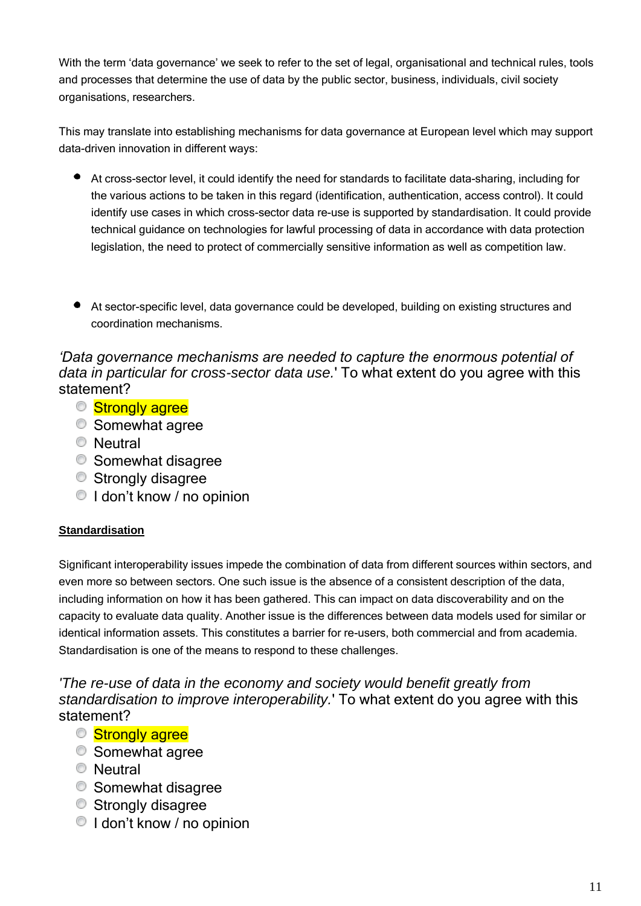With the term 'data governance' we seek to refer to the set of legal, organisational and technical rules, tools and processes that determine the use of data by the public sector, business, individuals, civil society organisations, researchers.

This may translate into establishing mechanisms for data governance at European level which may support data-driven innovation in different ways:

- At cross-sector level, it could identify the need for standards to facilitate data-sharing, including for the various actions to be taken in this regard (identification, authentication, access control). It could identify use cases in which cross-sector data re-use is supported by standardisation. It could provide technical guidance on technologies for lawful processing of data in accordance with data protection legislation, the need to protect of commercially sensitive information as well as competition law.

- At sector-specific level, data governance could be developed, building on existing structures and coordination mechanisms.

*'Data governance mechanisms are needed to capture the enormous potential of data in particular for cross-sector data use.'* To what extent do you agree with this statement?

- ◯ Strongly agree
- ◯ Somewhat agree
- ◯ Neutral
- ◯ Somewhat disagree
- ◯ Strongly disagree
- ◯ I don't know / no opinion

**Standardisation**

Significant interoperability issues impede the combination of data from different sources within sectors, and even more so between sectors. One such issue is the absence of a consistent description of the data, including information on how it has been gathered. This can impact on data discoverability and on the capacity to evaluate data quality. Another issue is the differences between data models used for similar or identical information assets. This constitutes a barrier for re-users, both commercial and from academia. Standardisation is one of the means to respond to these challenges.

*'The re-use of data in the economy and society would benefit greatly from standardisation to improve interoperability.'* To what extent do you agree with this statement?

- ◯ Strongly agree
- ◯ Somewhat agree
- ◯ Neutral
- ◯ Somewhat disagree
- ◯ Strongly disagree
- ◯ I don't know / no opinion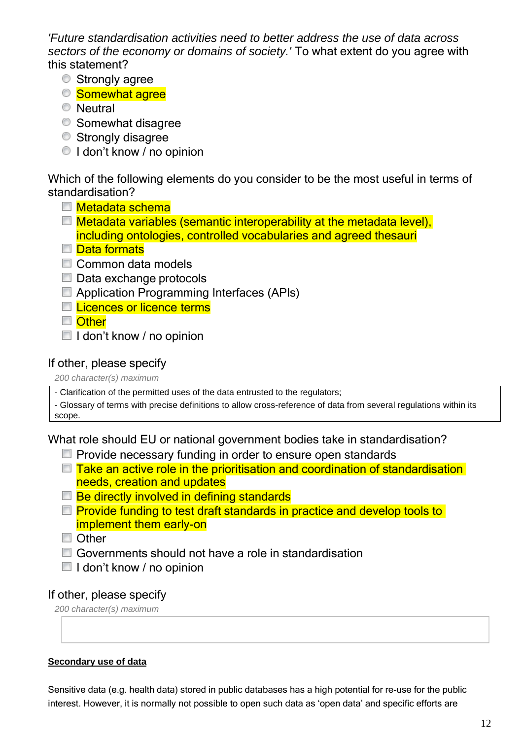*'Future standardisation activities need to better address the use of data across sectors of the economy or domains of society.'* To what extent do you agree with this statement?

- Strongly agree
- Somewhat agree
- Neutral
- Somewhat disagree
- Strongly disagree
- I don't know / no opinion

Which of the following elements do you consider to be the most useful in terms of standardisation?

- Metadata schema
- Metadata variables (semantic interoperability at the metadata level), including ontologies, controlled vocabularies and agreed thesauri
- Data formats
- Common data models
- Data exchange protocols
- Application Programming Interfaces (APIs)
- Licences or licence terms
- Other
- I don't know / no opinion

If other, please specify

*200 character(s) maximum*

- Clarification of the permitted uses of the data entrusted to the regulators;
- Glossary of terms with precise definitions to allow cross-reference of data from several regulations within its scope.

What role should EU or national government bodies take in standardisation?

- Provide necessary funding in order to ensure open standards
- Take an active role in the prioritisation and coordination of standardisation needs, creation and updates
- Be directly involved in defining standards
- Provide funding to test draft standards in practice and develop tools to implement them early-on
- Other
- Governments should not have a role in standardisation
- I don't know / no opinion

If other, please specify

*200 character(s) maximum*

**Secondary use of data**

Sensitive data (e.g. health data) stored in public databases has a high potential for re-use for the public interest. However, it is normally not possible to open such data as 'open data' and specific efforts are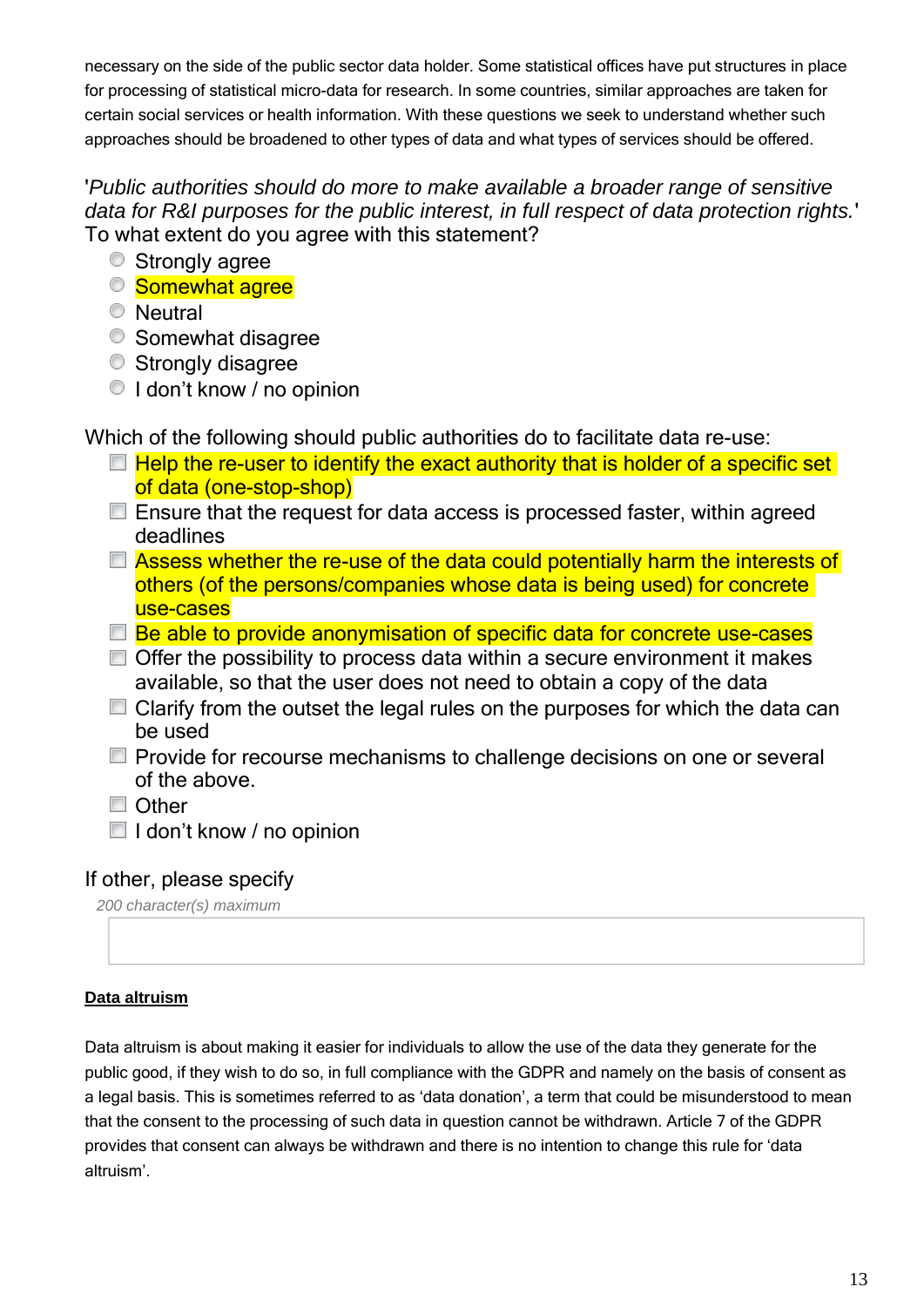necessary on the side of the public sector data holder. Some statistical offices have put structures in place for processing of statistical micro-data for research. In some countries, similar approaches are taken for certain social services or health information. With these questions we seek to understand whether such approaches should be broadened to other types of data and what types of services should be offered.

'*Public authorities should do more to make available a broader range of sensitive data for R&I purposes for the public interest, in full respect of data protection rights.*' To what extent do you agree with this statement?

- Strongly agree
- Somewhat agree
- Neutral
- Somewhat disagree
- Strongly disagree
- I don't know / no opinion

Which of the following should public authorities do to facilitate data re-use:

- Help the re-user to identify the exact authority that is holder of a specific set of data (one-stop-shop)
- Ensure that the request for data access is processed faster, within agreed deadlines
- Assess whether the re-use of the data could potentially harm the interests of others (of the persons/companies whose data is being used) for concrete use-cases
- Be able to provide anonymisation of specific data for concrete use-cases
- Offer the possibility to process data within a secure environment it makes available, so that the user does not need to obtain a copy of the data
- Clarify from the outset the legal rules on the purposes for which the data can be used
- Provide for recourse mechanisms to challenge decisions on one or several of the above.
- Other
- I don't know / no opinion

If other, please specify

*200 character(s) maximum*

**Data altruism**

Data altruism is about making it easier for individuals to allow the use of the data they generate for the public good, if they wish to do so, in full compliance with the GDPR and namely on the basis of consent as a legal basis. This is sometimes referred to as 'data donation', a term that could be misunderstood to mean that the consent to the processing of such data in question cannot be withdrawn. Article 7 of the GDPR provides that consent can always be withdrawn and there is no intention to change this rule for 'data altruism'.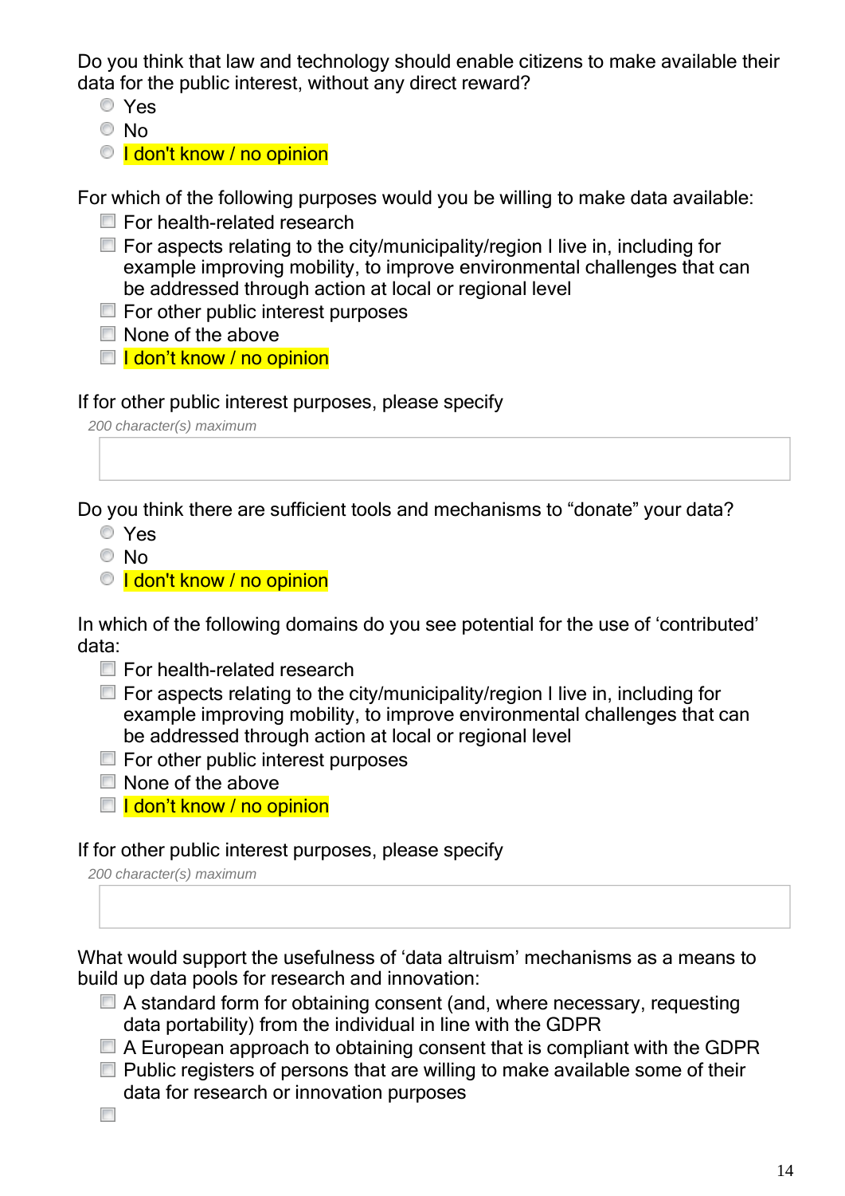Do you think that law and technology should enable citizens to make available their data for the public interest, without any direct reward?

- ○ Yes
- ○ No
- ○ I don't know / no opinion

For which of the following purposes would you be willing to make data available:

- ☐ For health-related research
- ☐ For aspects relating to the city/municipality/region I live in, including for example improving mobility, to improve environmental challenges that can be addressed through action at local or regional level
- ☐ For other public interest purposes
- ☐ None of the above
- ☐ I don't know / no opinion

If for other public interest purposes, please specify

*200 character(s) maximum*

Do you think there are sufficient tools and mechanisms to “donate” your data?

- ○ Yes
- ○ No
- ○ I don't know / no opinion

In which of the following domains do you see potential for the use of ‘contributed’ data:

- ☐ For health-related research
- ☐ For aspects relating to the city/municipality/region I live in, including for example improving mobility, to improve environmental challenges that can be addressed through action at local or regional level
- ☐ For other public interest purposes
- ☐ None of the above
- ☐ I don't know / no opinion

If for other public interest purposes, please specify

*200 character(s) maximum*

What would support the usefulness of ‘data altruism’ mechanisms as a means to build up data pools for research and innovation:

- ☐ A standard form for obtaining consent (and, where necessary, requesting data portability) from the individual in line with the GDPR
- ☐ A European approach to obtaining consent that is compliant with the GDPR
- ☐ Public registers of persons that are willing to make available some of their data for research or innovation purposes
- ☐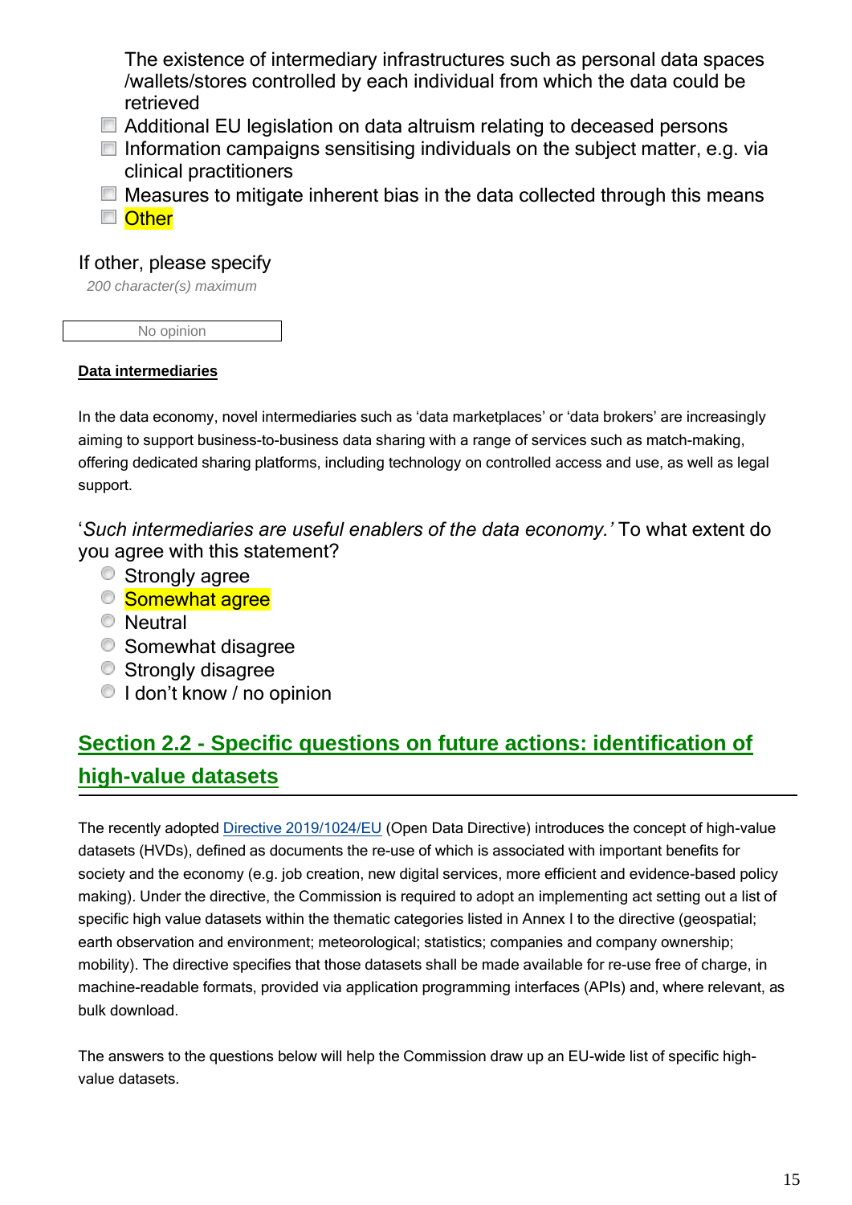The existence of intermediary infrastructures such as personal data spaces /wallets/stores controlled by each individual from which the data could be retrieved

- ☐ Additional EU legislation on data altruism relating to deceased persons
- ☐ Information campaigns sensitising individuals on the subject matter, e.g. via clinical practitioners
- ☐ Measures to mitigate inherent bias in the data collected through this means
- ☐ Other

If other, please specify

*200 character(s) maximum*

No opinion

**Data intermediaries**

In the data economy, novel intermediaries such as 'data marketplaces' or 'data brokers' are increasingly aiming to support business-to-business data sharing with a range of services such as match-making, offering dedicated sharing platforms, including technology on controlled access and use, as well as legal support.

'*Such intermediaries are useful enablers of the data economy.'* To what extent do you agree with this statement?

- ○ Strongly agree
- ○ Somewhat agree
- ○ Neutral
- ○ Somewhat disagree
- ○ Strongly disagree
- ○ I don't know / no opinion

## Section 2.2 - Specific questions on future actions: identification of high-value datasets

The recently adopted Directive 2019/1024/EU (Open Data Directive) introduces the concept of high-value datasets (HVDs), defined as documents the re-use of which is associated with important benefits for society and the economy (e.g. job creation, new digital services, more efficient and evidence-based policy making). Under the directive, the Commission is required to adopt an implementing act setting out a list of specific high value datasets within the thematic categories listed in Annex I to the directive (geospatial; earth observation and environment; meteorological; statistics; companies and company ownership; mobility). The directive specifies that those datasets shall be made available for re-use free of charge, in machine-readable formats, provided via application programming interfaces (APIs) and, where relevant, as bulk download.

The answers to the questions below will help the Commission draw up an EU-wide list of specific high-value datasets.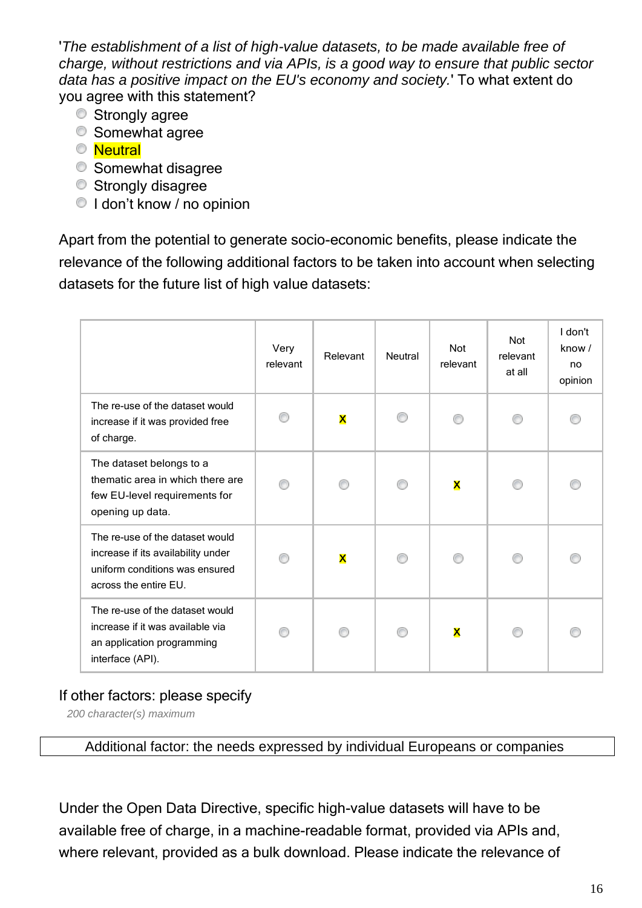'*The establishment of a list of high-value datasets, to be made available free of charge, without restrictions and via APIs, is a good way to ensure that public sector data has a positive impact on the EU's economy and society.*' To what extent do you agree with this statement?

- Strongly agree
- Somewhat agree
- Neutral
- Somewhat disagree
- Strongly disagree
- I don't know / no opinion

Apart from the potential to generate socio-economic benefits, please indicate the relevance of the following additional factors to be taken into account when selecting datasets for the future list of high value datasets:

| | Very relevant | Relevant | Neutral | Not relevant | Not relevant at all | I don't know / no opinion |
|---|---|---|---|---|---|---|
| The re-use of the dataset would increase if it was provided free of charge. | | X | | | | |
| The dataset belongs to a thematic area in which there are few EU-level requirements for opening up data. | | | | X | | |
| The re-use of the dataset would increase if its availability under uniform conditions was ensured across the entire EU. | | X | | | | |
| The re-use of the dataset would increase if it was available via an application programming interface (API). | | | | X | | |

If other factors: please specify

*200 character(s) maximum*

Additional factor: the needs expressed by individual Europeans or companies

Under the Open Data Directive, specific high-value datasets will have to be available free of charge, in a machine-readable format, provided via APIs and, where relevant, provided as a bulk download. Please indicate the relevance of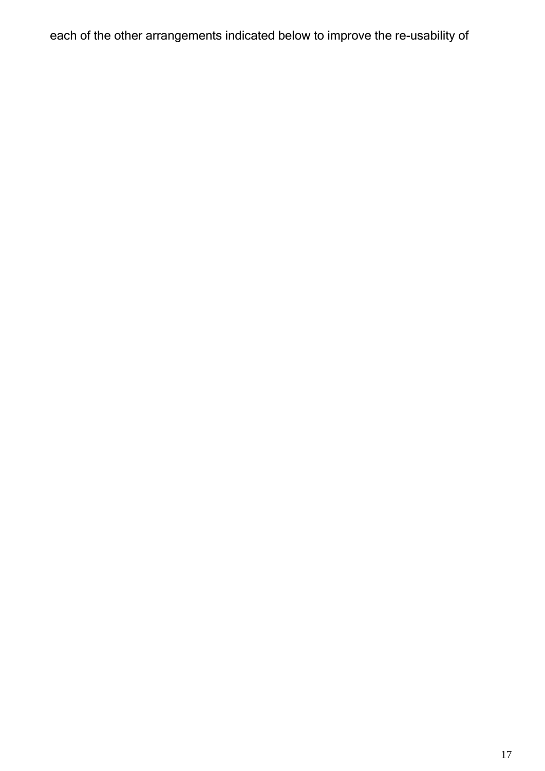each of the other arrangements indicated below to improve the re-usability of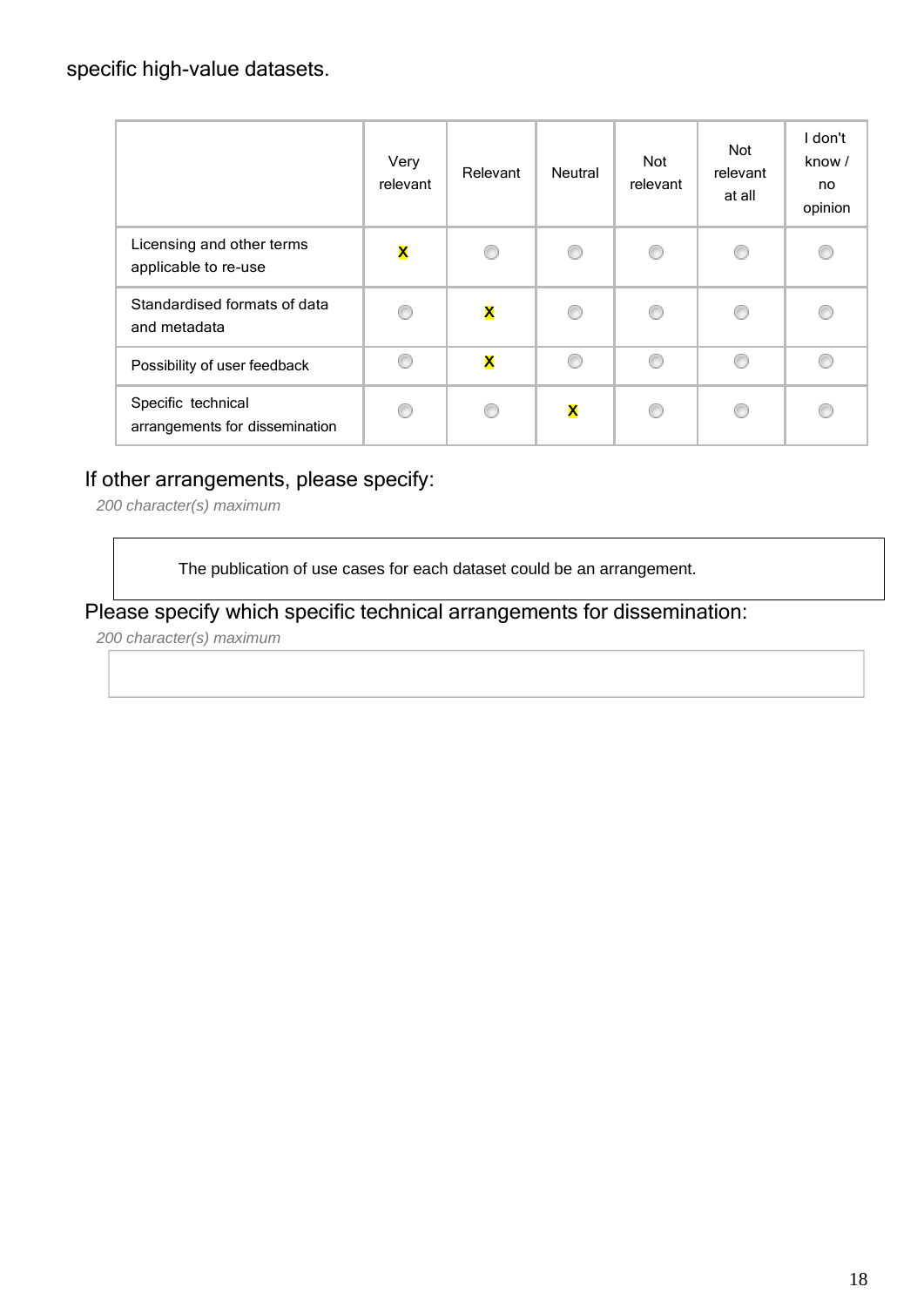specific high-value datasets.

| | Very relevant | Relevant | Neutral | Not relevant | Not relevant at all | I don't know / no opinion |
|---|---|---|---|---|---|---|
| Licensing and other terms applicable to re-use | X | | | | | |
| Standardised formats of data and metadata | | X | | | | |
| Possibility of user feedback | | X | | | | |
| Specific technical arrangements for dissemination | | | X | | | |

If other arrangements, please specify:

*200 character(s) maximum*

The publication of use cases for each dataset could be an arrangement.

Please specify which specific technical arrangements for dissemination:

*200 character(s) maximum*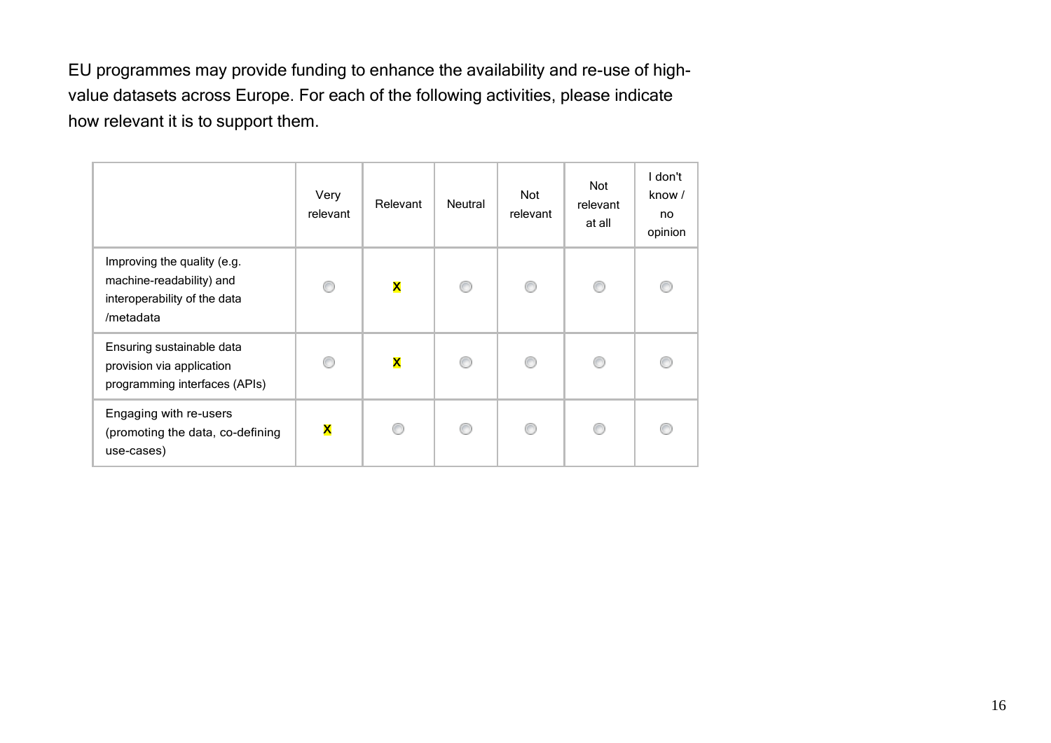EU programmes may provide funding to enhance the availability and re-use of high-value datasets across Europe. For each of the following activities, please indicate how relevant it is to support them.

| | Very relevant | Relevant | Neutral | Not relevant | Not relevant at all | I don't know / no opinion |
|---|---|---|---|---|---|---|
| Improving the quality (e.g. machine-readability) and interoperability of the data /metadata | | X | | | | |
| Ensuring sustainable data provision via application programming interfaces (APIs) | | X | | | | |
| Engaging with re-users (promoting the data, co-defining use-cases) | X | | | | | |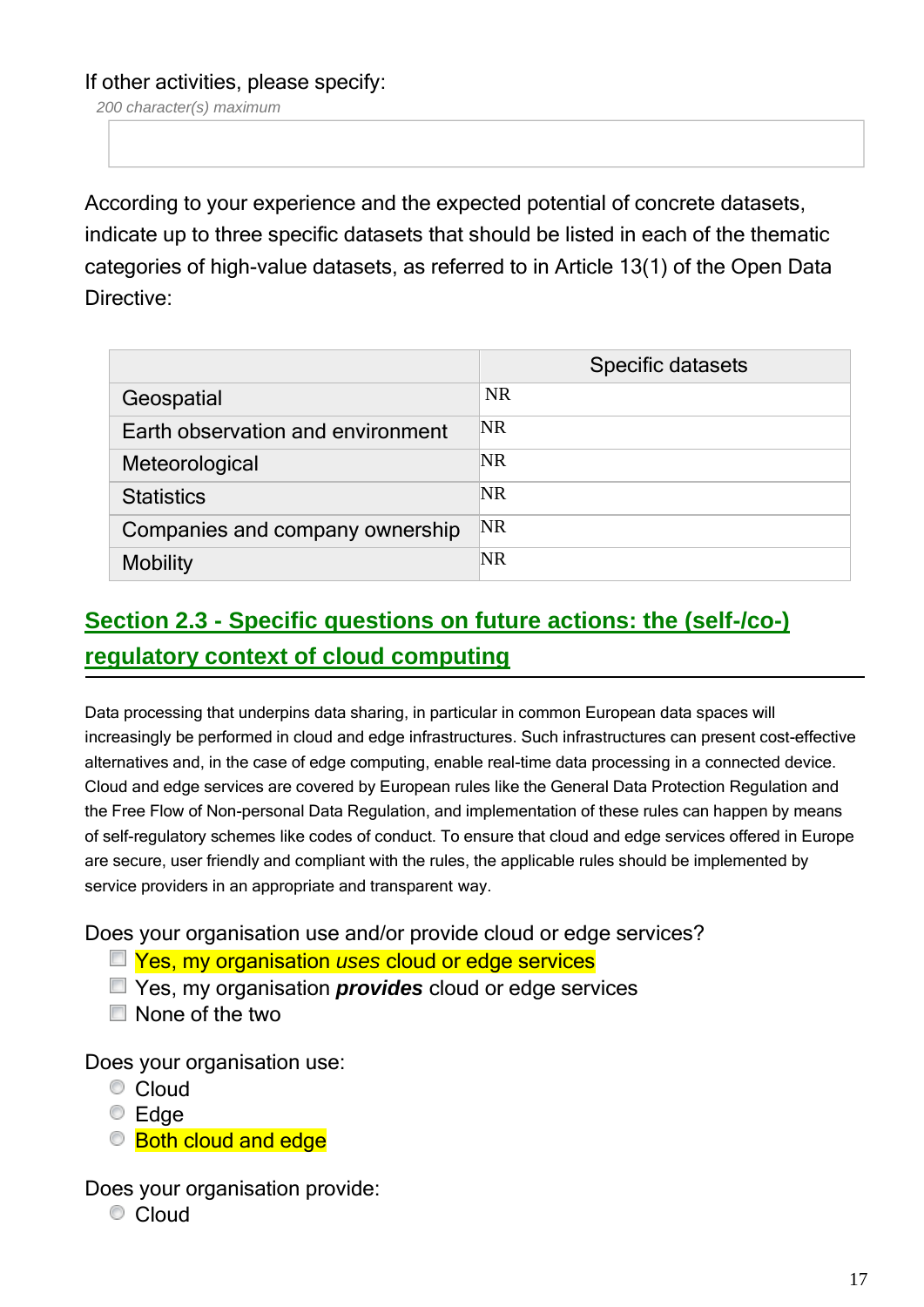If other activities, please specify:

*200 character(s) maximum*

According to your experience and the expected potential of concrete datasets, indicate up to three specific datasets that should be listed in each of the thematic categories of high-value datasets, as referred to in Article 13(1) of the Open Data Directive:

| | Specific datasets |
|---|---|
| Geospatial | NR |
| Earth observation and environment | NR |
| Meteorological | NR |
| Statistics | NR |
| Companies and company ownership | NR |
| Mobility | NR |

## Section 2.3 - Specific questions on future actions: the (self-/co-) regulatory context of cloud computing

Data processing that underpins data sharing, in particular in common European data spaces will increasingly be performed in cloud and edge infrastructures. Such infrastructures can present cost-effective alternatives and, in the case of edge computing, enable real-time data processing in a connected device. Cloud and edge services are covered by European rules like the General Data Protection Regulation and the Free Flow of Non-personal Data Regulation, and implementation of these rules can happen by means of self-regulatory schemes like codes of conduct. To ensure that cloud and edge services offered in Europe are secure, user friendly and compliant with the rules, the applicable rules should be implemented by service providers in an appropriate and transparent way.

Does your organisation use and/or provide cloud or edge services?

- Yes, my organisation *uses* cloud or edge services
- Yes, my organisation ***provides*** cloud or edge services
- None of the two

Does your organisation use:

- Cloud
- Edge
- Both cloud and edge

Does your organisation provide:

- Cloud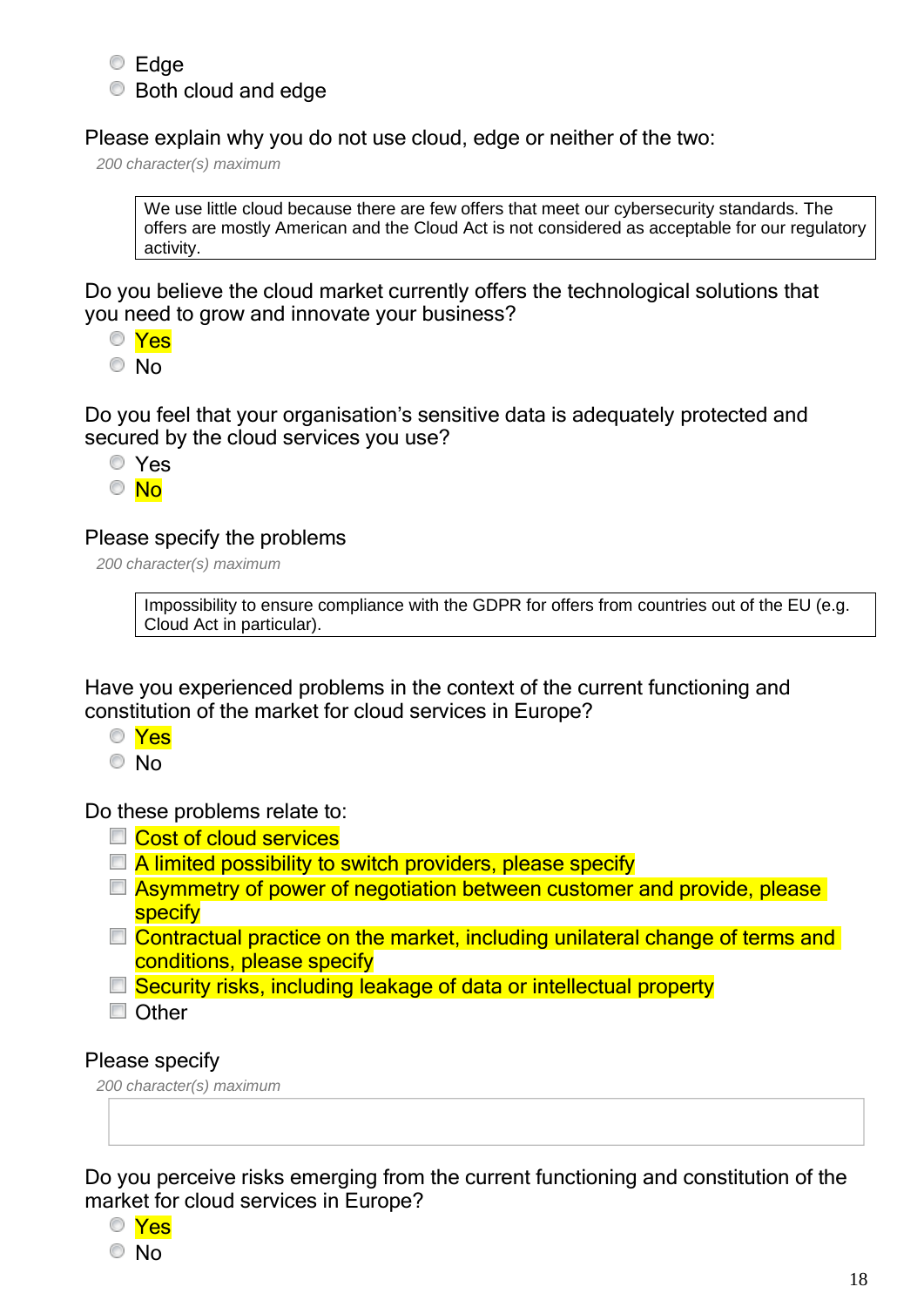- ○ Edge
- ○ Both cloud and edge

Please explain why you do not use cloud, edge or neither of the two:

*200 character(s) maximum*

> We use little cloud because there are few offers that meet our cybersecurity standards. The offers are mostly American and the Cloud Act is not considered as acceptable for our regulatory activity.

Do you believe the cloud market currently offers the technological solutions that you need to grow and innovate your business?

- ○ Yes
- ○ No

Do you feel that your organisation's sensitive data is adequately protected and secured by the cloud services you use?

- ○ Yes
- ○ No

Please specify the problems

*200 character(s) maximum*

> Impossibility to ensure compliance with the GDPR for offers from countries out of the EU (e.g. Cloud Act in particular).

Have you experienced problems in the context of the current functioning and constitution of the market for cloud services in Europe?

- ○ Yes
- ○ No

Do these problems relate to:

- ☐ Cost of cloud services
- ☐ A limited possibility to switch providers, please specify
- ☐ Asymmetry of power of negotiation between customer and provide, please specify
- ☐ Contractual practice on the market, including unilateral change of terms and conditions, please specify
- ☐ Security risks, including leakage of data or intellectual property
- ☐ Other

Please specify

*200 character(s) maximum*

Do you perceive risks emerging from the current functioning and constitution of the market for cloud services in Europe?

- ○ Yes
- ○ No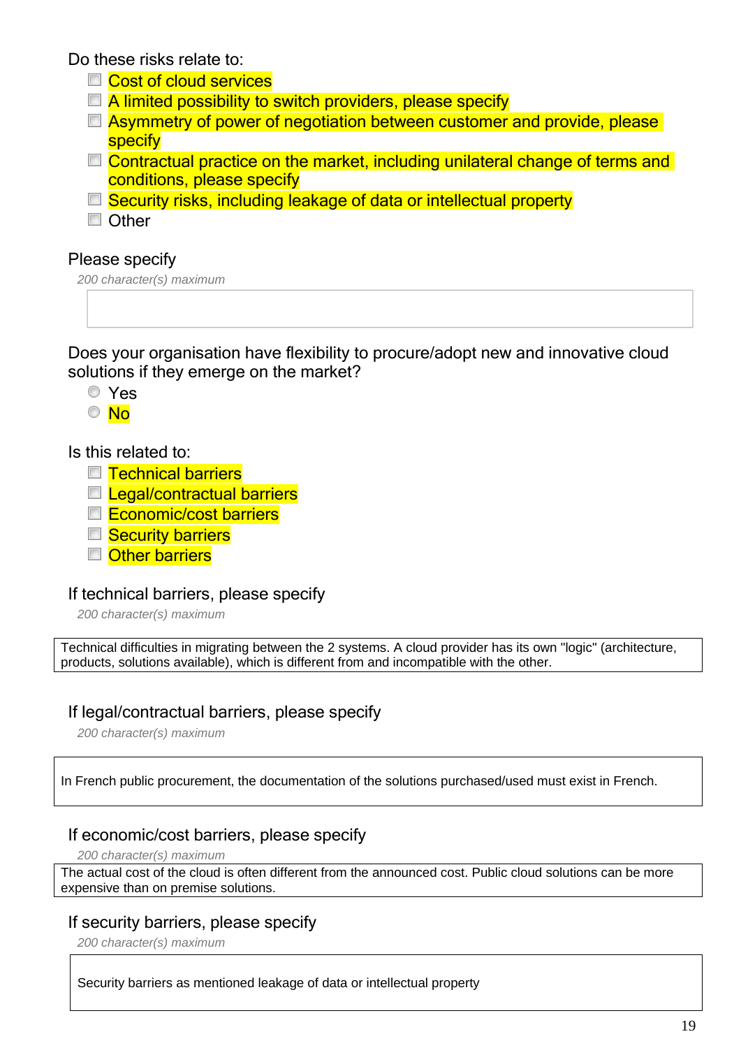Do these risks relate to:

- [ ] Cost of cloud services
- [ ] A limited possibility to switch providers, please specify
- [ ] Asymmetry of power of negotiation between customer and provide, please specify
- [ ] Contractual practice on the market, including unilateral change of terms and conditions, please specify
- [ ] Security risks, including leakage of data or intellectual property
- [ ] Other

Please specify

*200 character(s) maximum*

Does your organisation have flexibility to procure/adopt new and innovative cloud solutions if they emerge on the market?

- ( ) Yes
- ( ) No

Is this related to:

- [ ] Technical barriers
- [ ] Legal/contractual barriers
- [ ] Economic/cost barriers
- [ ] Security barriers
- [ ] Other barriers

If technical barriers, please specify

*200 character(s) maximum*

Technical difficulties in migrating between the 2 systems. A cloud provider has its own "logic" (architecture, products, solutions available), which is different from and incompatible with the other.

If legal/contractual barriers, please specify

*200 character(s) maximum*

In French public procurement, the documentation of the solutions purchased/used must exist in French.

If economic/cost barriers, please specify

*200 character(s) maximum*

The actual cost of the cloud is often different from the announced cost. Public cloud solutions can be more expensive than on premise solutions.

If security barriers, please specify

*200 character(s) maximum*

Security barriers as mentioned leakage of data or intellectual property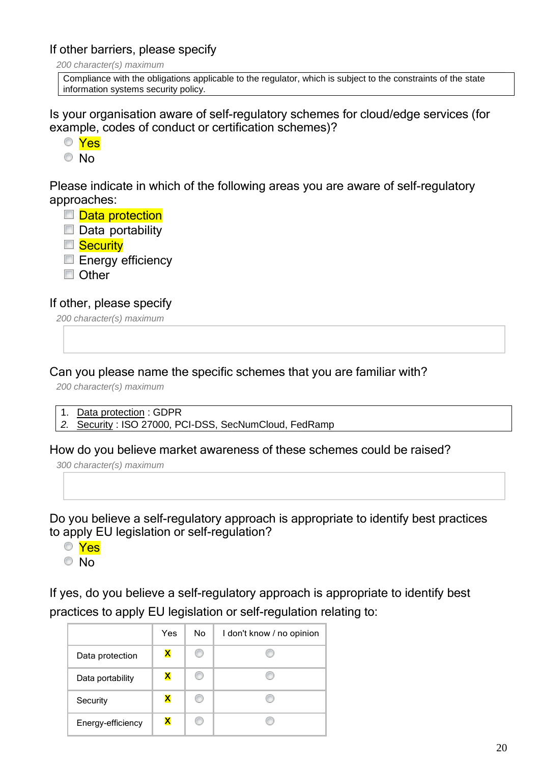If other barriers, please specify

*200 character(s) maximum*

Compliance with the obligations applicable to the regulator, which is subject to the constraints of the state information systems security policy.

Is your organisation aware of self-regulatory schemes for cloud/edge services (for example, codes of conduct or certification schemes)?

- Yes
- No

Please indicate in which of the following areas you are aware of self-regulatory approaches:

- Data protection
- Data portability
- Security
- Energy efficiency
- Other

If other, please specify

*200 character(s) maximum*

Can you please name the specific schemes that you are familiar with?

*200 character(s) maximum*

1. Data protection : GDPR
2. Security : ISO 27000, PCI-DSS, SecNumCloud, FedRamp

How do you believe market awareness of these schemes could be raised?

*300 character(s) maximum*

Do you believe a self-regulatory approach is appropriate to identify best practices to apply EU legislation or self-regulation?

- Yes
- No

If yes, do you believe a self-regulatory approach is appropriate to identify best practices to apply EU legislation or self-regulation relating to:

| | Yes | No | I don't know / no opinion |
|---|---|---|---|
| Data protection | X | | |
| Data portability | X | | |
| Security | X | | |
| Energy-efficiency | X | | |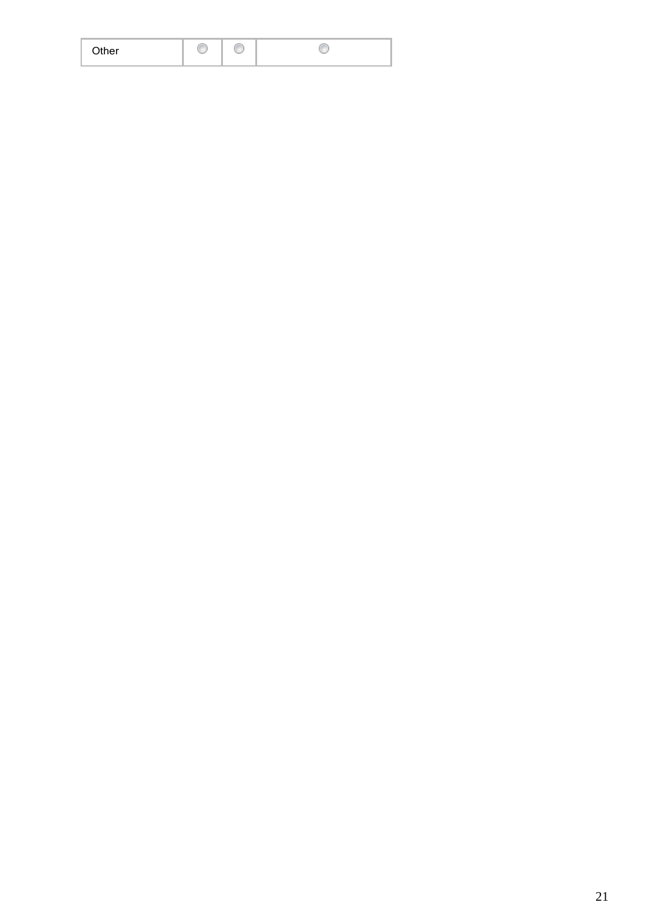| Other | ○ | ○ | ○ |
|---|---|---|---|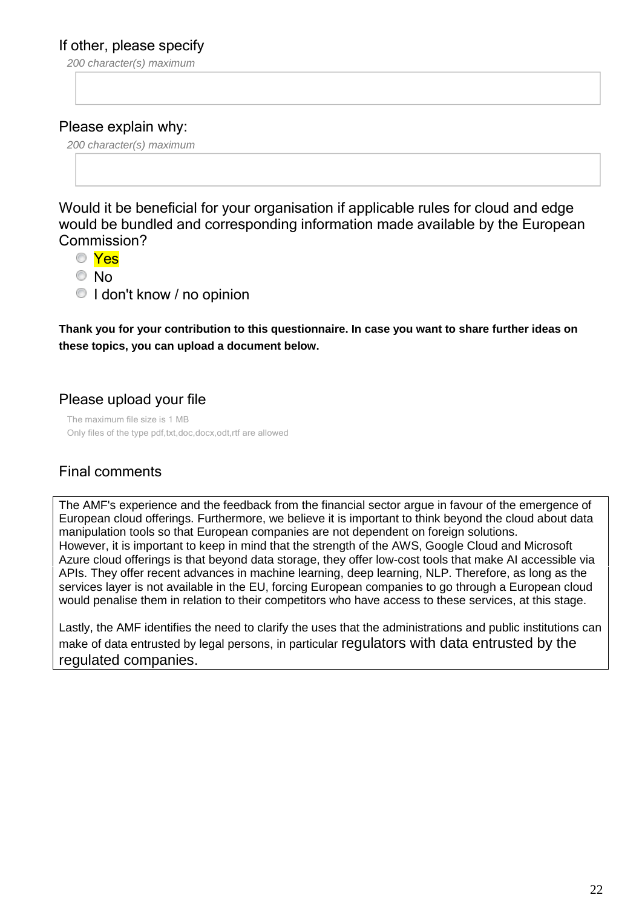If other, please specify

*200 character(s) maximum*

Please explain why:

*200 character(s) maximum*

Would it be beneficial for your organisation if applicable rules for cloud and edge would be bundled and corresponding information made available by the European Commission?

- Yes
- No
- I don't know / no opinion

**Thank you for your contribution to this questionnaire. In case you want to share further ideas on these topics, you can upload a document below.**

Please upload your file

The maximum file size is 1 MB
Only files of the type pdf,txt,doc,docx,odt,rtf are allowed

Final comments

The AMF's experience and the feedback from the financial sector argue in favour of the emergence of European cloud offerings. Furthermore, we believe it is important to think beyond the cloud about data manipulation tools so that European companies are not dependent on foreign solutions.
However, it is important to keep in mind that the strength of the AWS, Google Cloud and Microsoft Azure cloud offerings is that beyond data storage, they offer low-cost tools that make AI accessible via APIs. They offer recent advances in machine learning, deep learning, NLP. Therefore, as long as the services layer is not available in the EU, forcing European companies to go through a European cloud would penalise them in relation to their competitors who have access to these services, at this stage.

Lastly, the AMF identifies the need to clarify the uses that the administrations and public institutions can make of data entrusted by legal persons, in particular regulators with data entrusted by the regulated companies.